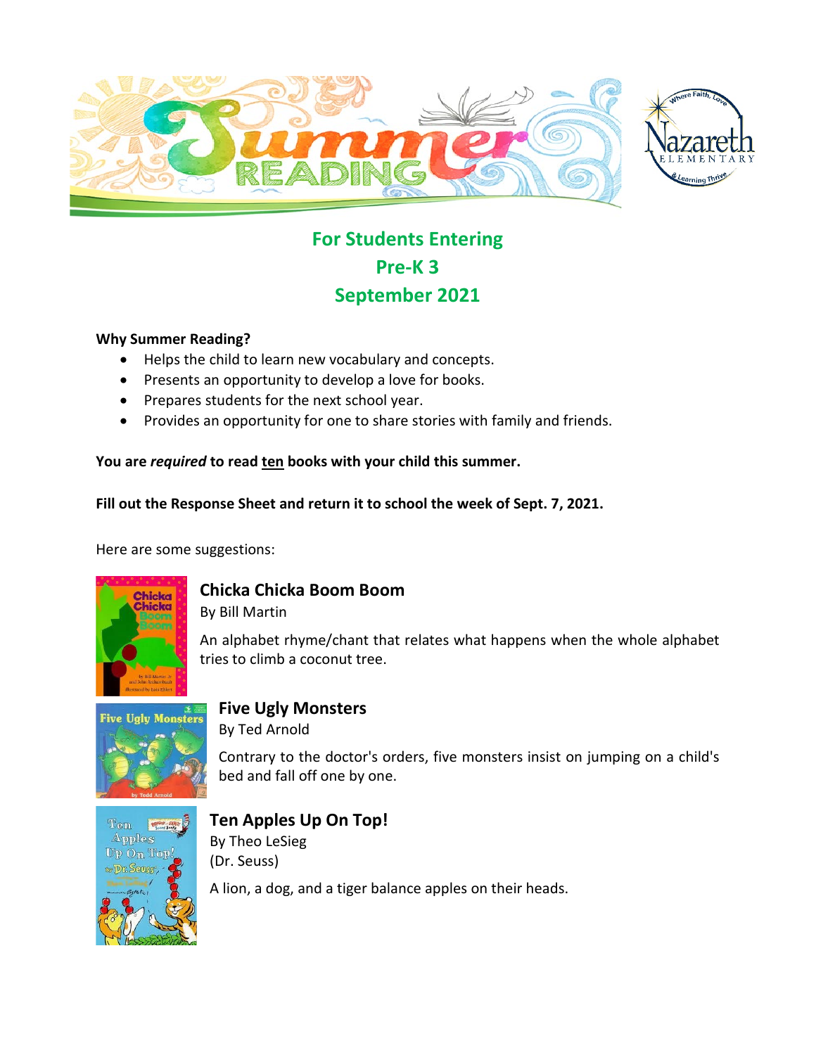# Summer Reading

## For Students Entering
## Pre-K 3
## September 2021

**Why Summer Reading?**

- Helps the child to learn new vocabulary and concepts.
- Presents an opportunity to develop a love for books.
- Prepares students for the next school year.
- Provides an opportunity for one to share stories with family and friends.

**You are *required* to read <u>ten</u> books with your child this summer.**

**Fill out the Response Sheet and return it to school the week of Sept. 7, 2021.**

Here are some suggestions:

### Chicka Chicka Boom Boom

By Bill Martin

An alphabet rhyme/chant that relates what happens when the whole alphabet tries to climb a coconut tree.

### Five Ugly Monsters

By Ted Arnold

Contrary to the doctor's orders, five monsters insist on jumping on a child's bed and fall off one by one.

### Ten Apples Up On Top!

By Theo LeSieg
(Dr. Seuss)

A lion, a dog, and a tiger balance apples on their heads.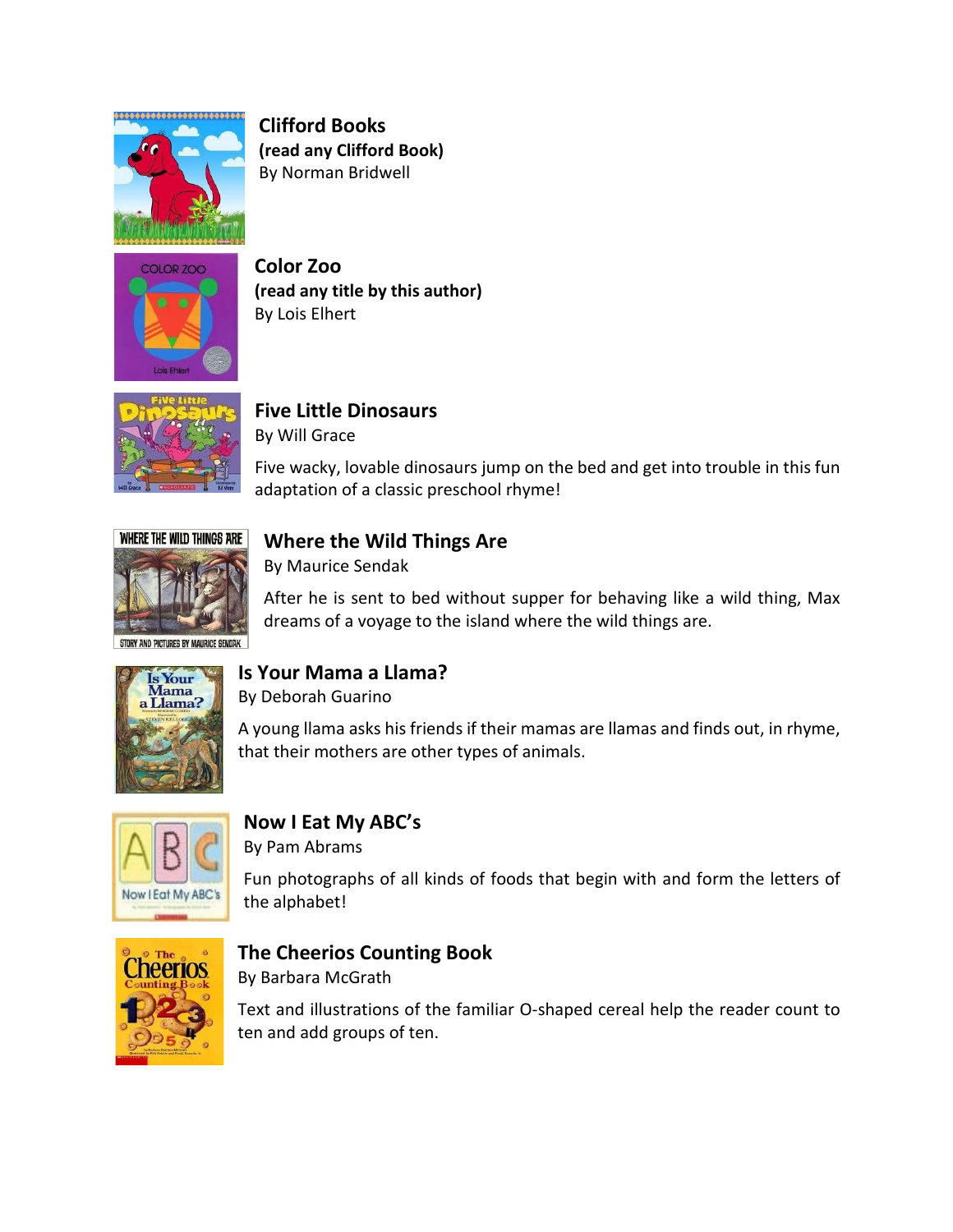### Clifford Books
**(read any Clifford Book)**
By Norman Bridwell

### Color Zoo
**(read any title by this author)**
By Lois Elhert

### Five Little Dinosaurs
By Will Grace

Five wacky, lovable dinosaurs jump on the bed and get into trouble in this fun adaptation of a classic preschool rhyme!

### Where the Wild Things Are
By Maurice Sendak

After he is sent to bed without supper for behaving like a wild thing, Max dreams of a voyage to the island where the wild things are.

### Is Your Mama a Llama?
By Deborah Guarino

A young llama asks his friends if their mamas are llamas and finds out, in rhyme, that their mothers are other types of animals.

### Now I Eat My ABC's
By Pam Abrams

Fun photographs of all kinds of foods that begin with and form the letters of the alphabet!

### The Cheerios Counting Book
By Barbara McGrath

Text and illustrations of the familiar O-shaped cereal help the reader count to ten and add groups of ten.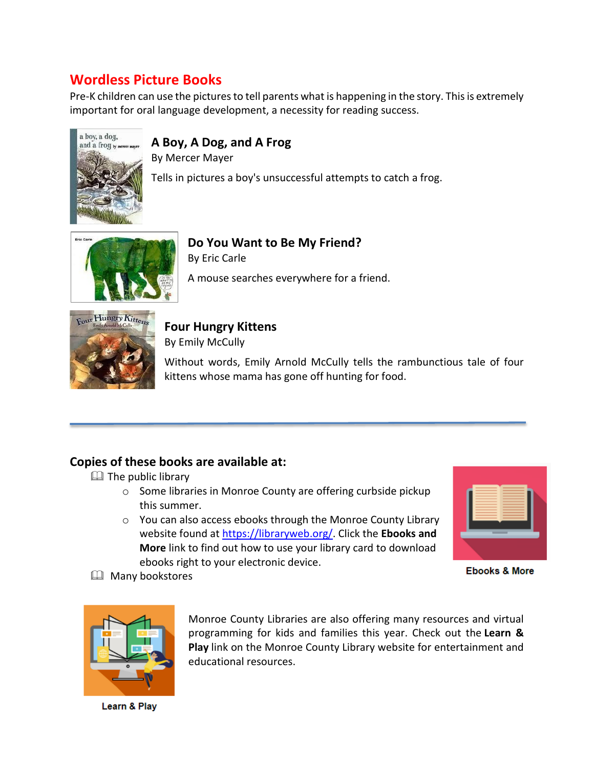## Wordless Picture Books

Pre-K children can use the pictures to tell parents what is happening in the story. This is extremely important for oral language development, a necessity for reading success.

### A Boy, A Dog, and A Frog

By Mercer Mayer

Tells in pictures a boy's unsuccessful attempts to catch a frog.

### Do You Want to Be My Friend?

By Eric Carle

A mouse searches everywhere for a friend.

### Four Hungry Kittens

By Emily McCully

Without words, Emily Arnold McCully tells the rambunctious tale of four kittens whose mama has gone off hunting for food.

---

### Copies of these books are available at:

- The public library
  - Some libraries in Monroe County are offering curbside pickup this summer.
  - You can also access ebooks through the Monroe County Library website found at [https://libraryweb.org/](https://libraryweb.org/). Click the **Ebooks and More** link to find out how to use your library card to download ebooks right to your electronic device.
- Many bookstores

Ebooks & More

Monroe County Libraries are also offering many resources and virtual programming for kids and families this year. Check out the **Learn & Play** link on the Monroe County Library website for entertainment and educational resources.

Learn & Play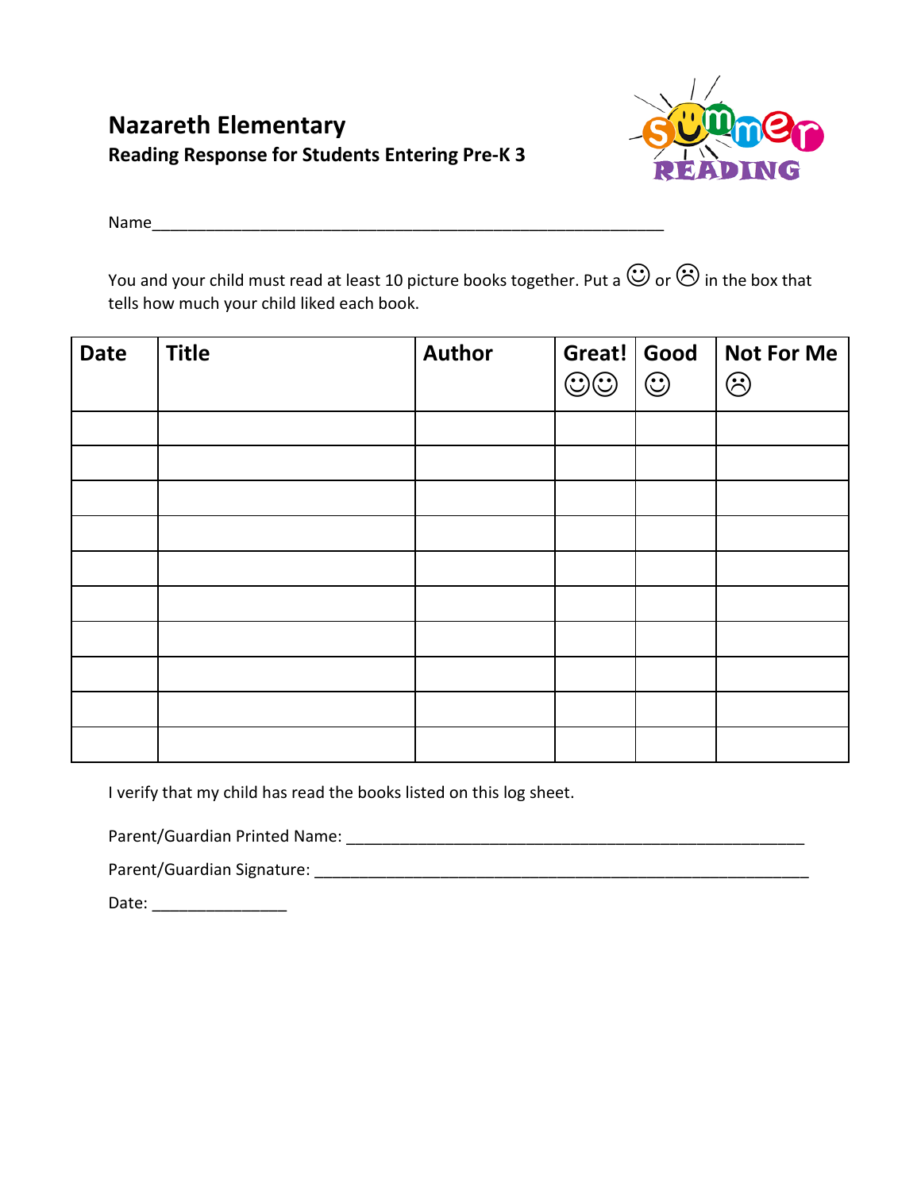# Nazareth Elementary

**Reading Response for Students Entering Pre-K 3**

Name___________________________________________________________

You and your child must read at least 10 picture books together. Put a ☺ or ☹ in the box that tells how much your child liked each book.

| Date | Title | Author | Great! ☺☺ | Good ☺ | Not For Me ☹ |
|---|---|---|---|---|---|
| | | | | | |
| | | | | | |
| | | | | | |
| | | | | | |
| | | | | | |
| | | | | | |
| | | | | | |
| | | | | | |
| | | | | | |
| | | | | | |

I verify that my child has read the books listed on this log sheet.

Parent/Guardian Printed Name: _____________________________________________________

Parent/Guardian Signature: _________________________________________________________

Date: _______________